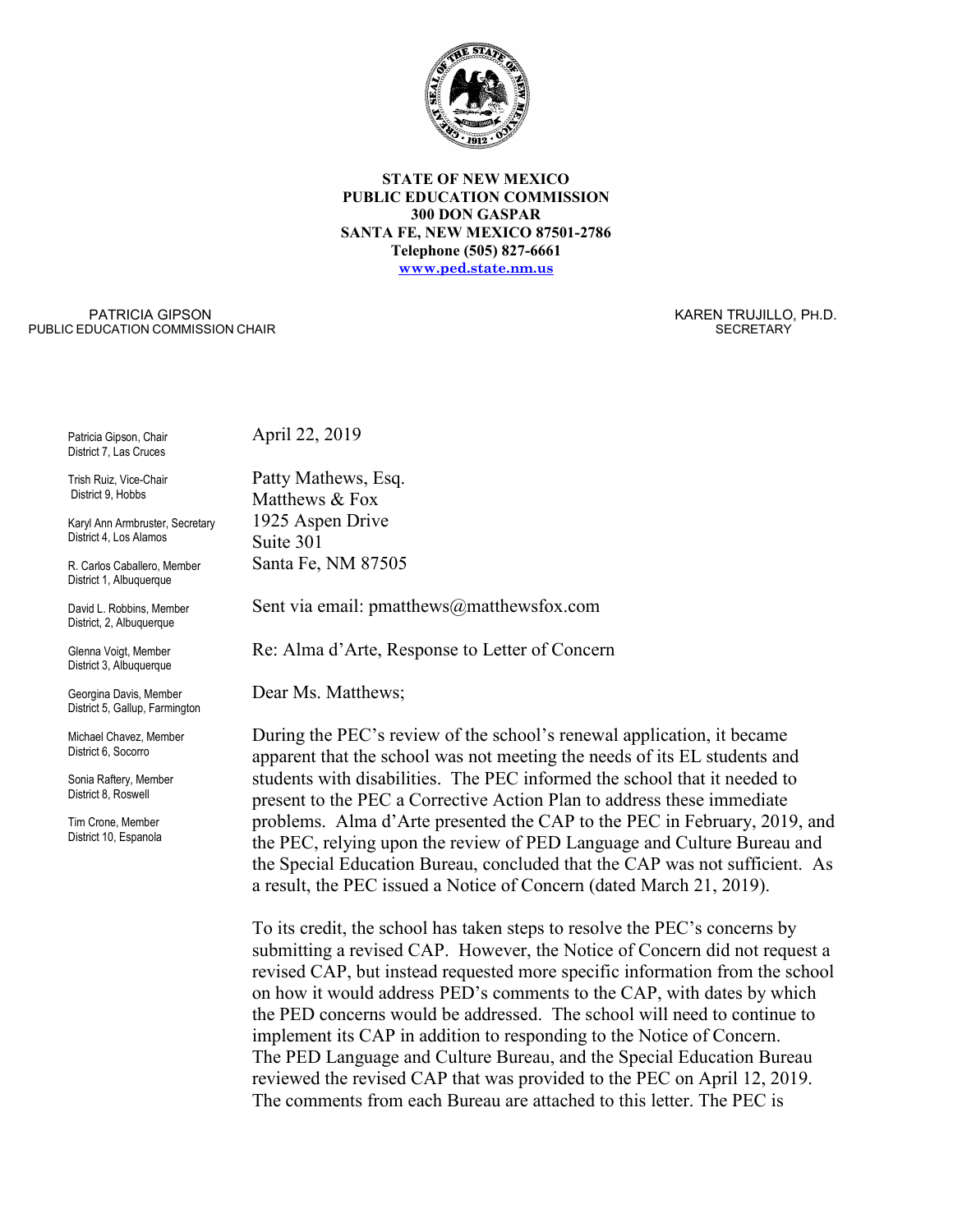**STATE OF NEW MEXICO**
**PUBLIC EDUCATION COMMISSION**
**300 DON GASPAR**
**SANTA FE, NEW MEXICO 87501-2786**
**Telephone (505) 827-6661**
**www.ped.state.nm.us**

PATRICIA GIPSON
PUBLIC EDUCATION COMMISSION CHAIR

KAREN TRUJILLO, PH.D.
SECRETARY

Patricia Gipson, Chair
District 7, Las Cruces

Trish Ruiz, Vice-Chair
District 9, Hobbs

Karyl Ann Armbruster, Secretary
District 4, Los Alamos

R. Carlos Caballero, Member
District 1, Albuquerque

David L. Robbins, Member
District, 2, Albuquerque

Glenna Voigt, Member
District 3, Albuquerque

Georgina Davis, Member
District 5, Gallup, Farmington

Michael Chavez, Member
District 6, Socorro

Sonia Raftery, Member
District 8, Roswell

Tim Crone, Member
District 10, Espanola

April 22, 2019

Patty Mathews, Esq.
Matthews & Fox
1925 Aspen Drive
Suite 301
Santa Fe, NM 87505

Sent via email: pmatthews@matthewsfox.com

Re: Alma d'Arte, Response to Letter of Concern

Dear Ms. Matthews;

During the PEC's review of the school's renewal application, it became apparent that the school was not meeting the needs of its EL students and students with disabilities. The PEC informed the school that it needed to present to the PEC a Corrective Action Plan to address these immediate problems. Alma d'Arte presented the CAP to the PEC in February, 2019, and the PEC, relying upon the review of PED Language and Culture Bureau and the Special Education Bureau, concluded that the CAP was not sufficient. As a result, the PEC issued a Notice of Concern (dated March 21, 2019).

To its credit, the school has taken steps to resolve the PEC's concerns by submitting a revised CAP. However, the Notice of Concern did not request a revised CAP, but instead requested more specific information from the school on how it would address PED's comments to the CAP, with dates by which the PED concerns would be addressed. The school will need to continue to implement its CAP in addition to responding to the Notice of Concern. The PED Language and Culture Bureau, and the Special Education Bureau reviewed the revised CAP that was provided to the PEC on April 12, 2019. The comments from each Bureau are attached to this letter. The PEC is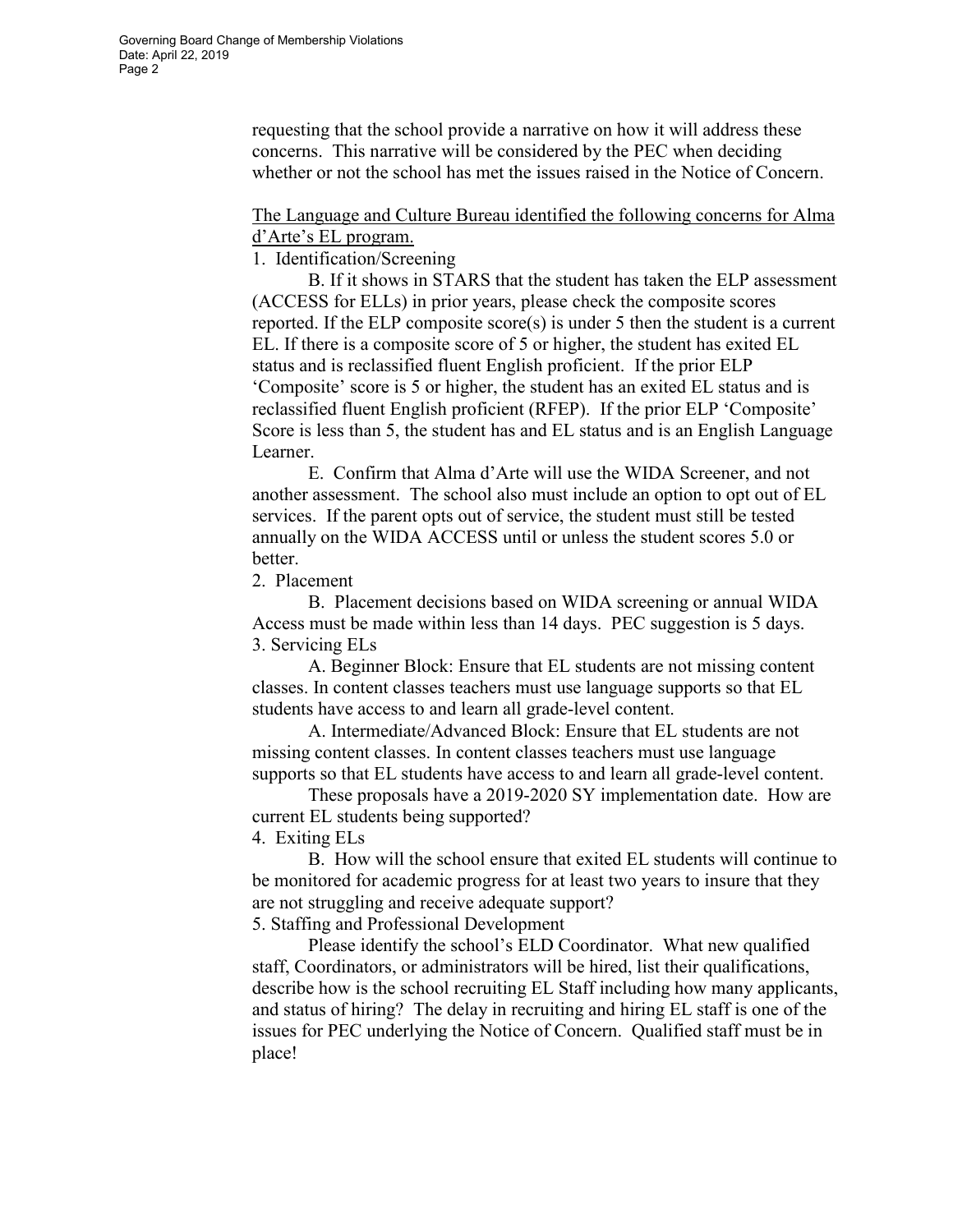requesting that the school provide a narrative on how it will address these concerns. This narrative will be considered by the PEC when deciding whether or not the school has met the issues raised in the Notice of Concern.

<u>The Language and Culture Bureau identified the following concerns for Alma d'Arte's EL program.</u>

1. Identification/Screening

B. If it shows in STARS that the student has taken the ELP assessment (ACCESS for ELLs) in prior years, please check the composite scores reported. If the ELP composite score(s) is under 5 then the student is a current EL. If there is a composite score of 5 or higher, the student has exited EL status and is reclassified fluent English proficient. If the prior ELP 'Composite' score is 5 or higher, the student has an exited EL status and is reclassified fluent English proficient (RFEP). If the prior ELP 'Composite' Score is less than 5, the student has and EL status and is an English Language Learner.

E. Confirm that Alma d'Arte will use the WIDA Screener, and not another assessment. The school also must include an option to opt out of EL services. If the parent opts out of service, the student must still be tested annually on the WIDA ACCESS until or unless the student scores 5.0 or better.

2. Placement

B. Placement decisions based on WIDA screening or annual WIDA Access must be made within less than 14 days. PEC suggestion is 5 days.

3. Servicing ELs

A. Beginner Block: Ensure that EL students are not missing content classes. In content classes teachers must use language supports so that EL students have access to and learn all grade-level content.

A. Intermediate/Advanced Block: Ensure that EL students are not missing content classes. In content classes teachers must use language supports so that EL students have access to and learn all grade-level content.

These proposals have a 2019-2020 SY implementation date. How are current EL students being supported?

4. Exiting ELs

B. How will the school ensure that exited EL students will continue to be monitored for academic progress for at least two years to insure that they are not struggling and receive adequate support?

5. Staffing and Professional Development

Please identify the school's ELD Coordinator. What new qualified staff, Coordinators, or administrators will be hired, list their qualifications, describe how is the school recruiting EL Staff including how many applicants, and status of hiring? The delay in recruiting and hiring EL staff is one of the issues for PEC underlying the Notice of Concern. Qualified staff must be in place!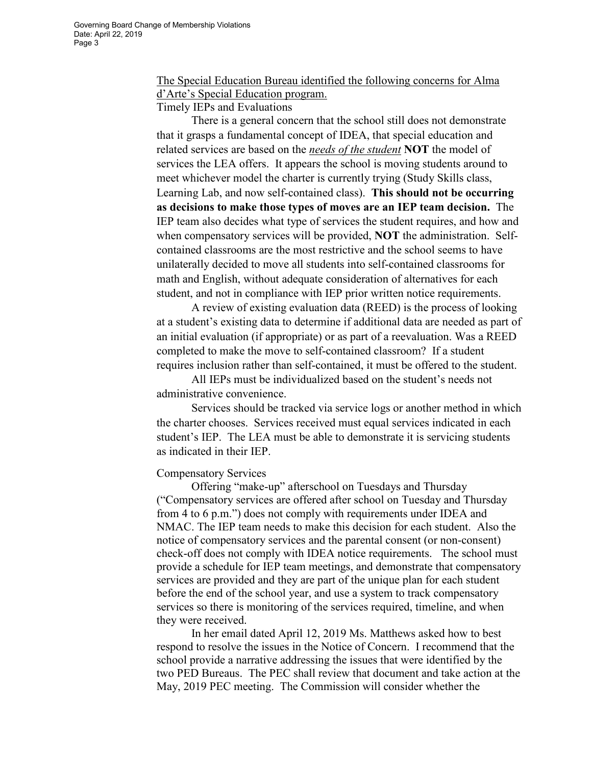The Special Education Bureau identified the following concerns for Alma d'Arte's Special Education program.

Timely IEPs and Evaluations

There is a general concern that the school still does not demonstrate that it grasps a fundamental concept of IDEA, that special education and related services are based on the ***needs of the student*** **NOT** the model of services the LEA offers. It appears the school is moving students around to meet whichever model the charter is currently trying (Study Skills class, Learning Lab, and now self-contained class). **This should not be occurring as decisions to make those types of moves are an IEP team decision.** The IEP team also decides what type of services the student requires, and how and when compensatory services will be provided, **NOT** the administration. Self-contained classrooms are the most restrictive and the school seems to have unilaterally decided to move all students into self-contained classrooms for math and English, without adequate consideration of alternatives for each student, and not in compliance with IEP prior written notice requirements.

A review of existing evaluation data (REED) is the process of looking at a student's existing data to determine if additional data are needed as part of an initial evaluation (if appropriate) or as part of a reevaluation. Was a REED completed to make the move to self-contained classroom? If a student requires inclusion rather than self-contained, it must be offered to the student.

All IEPs must be individualized based on the student's needs not administrative convenience.

Services should be tracked via service logs or another method in which the charter chooses. Services received must equal services indicated in each student's IEP. The LEA must be able to demonstrate it is servicing students as indicated in their IEP.

Compensatory Services

Offering "make-up" afterschool on Tuesdays and Thursday ("Compensatory services are offered after school on Tuesday and Thursday from 4 to 6 p.m.") does not comply with requirements under IDEA and NMAC. The IEP team needs to make this decision for each student. Also the notice of compensatory services and the parental consent (or non-consent) check-off does not comply with IDEA notice requirements. The school must provide a schedule for IEP team meetings, and demonstrate that compensatory services are provided and they are part of the unique plan for each student before the end of the school year, and use a system to track compensatory services so there is monitoring of the services required, timeline, and when they were received.

In her email dated April 12, 2019 Ms. Matthews asked how to best respond to resolve the issues in the Notice of Concern. I recommend that the school provide a narrative addressing the issues that were identified by the two PED Bureaus. The PEC shall review that document and take action at the May, 2019 PEC meeting. The Commission will consider whether the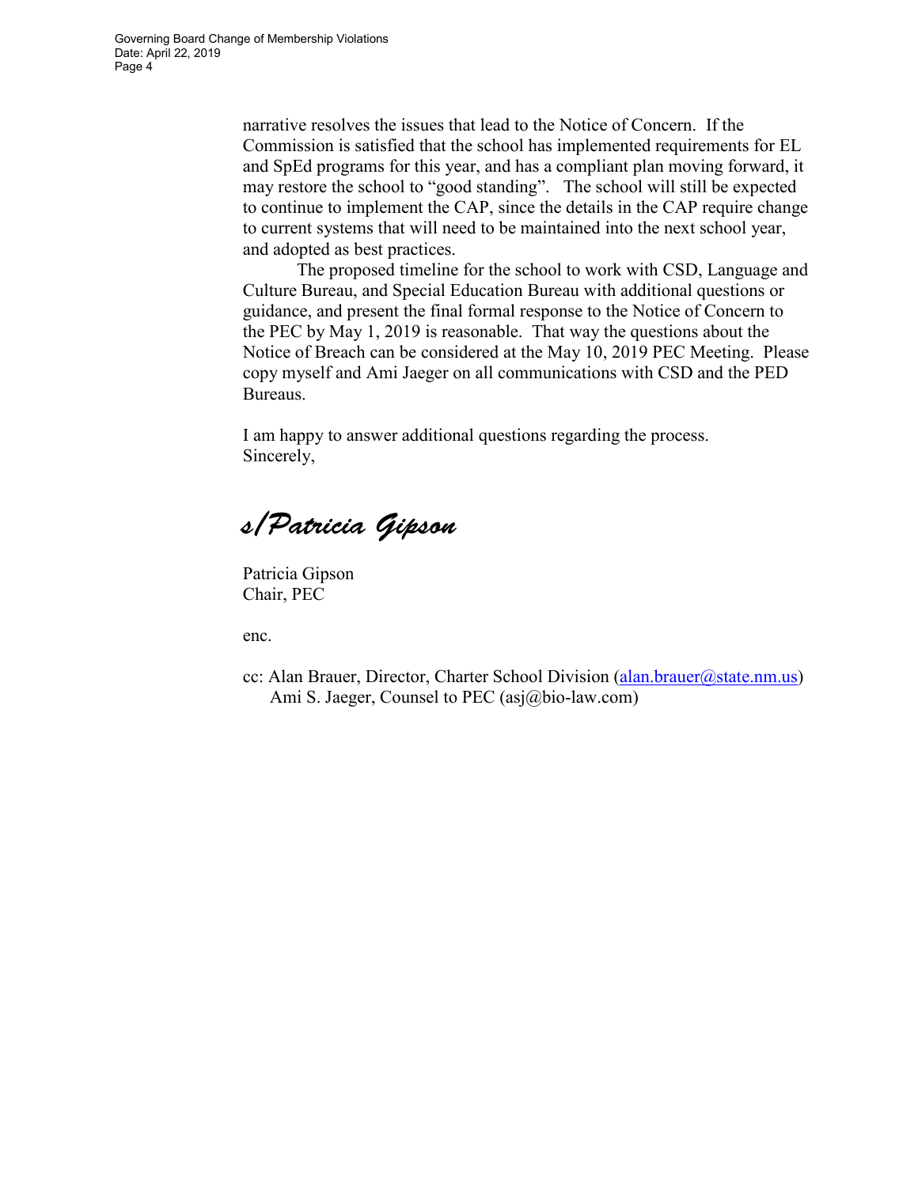narrative resolves the issues that lead to the Notice of Concern. If the Commission is satisfied that the school has implemented requirements for EL and SpEd programs for this year, and has a compliant plan moving forward, it may restore the school to "good standing". The school will still be expected to continue to implement the CAP, since the details in the CAP require change to current systems that will need to be maintained into the next school year, and adopted as best practices.

The proposed timeline for the school to work with CSD, Language and Culture Bureau, and Special Education Bureau with additional questions or guidance, and present the final formal response to the Notice of Concern to the PEC by May 1, 2019 is reasonable. That way the questions about the Notice of Breach can be considered at the May 10, 2019 PEC Meeting. Please copy myself and Ami Jaeger on all communications with CSD and the PED Bureaus.

I am happy to answer additional questions regarding the process.
Sincerely,

*s/Patricia Gipson*

Patricia Gipson
Chair, PEC

enc.

cc: Alan Brauer, Director, Charter School Division (alan.brauer@state.nm.us)
Ami S. Jaeger, Counsel to PEC (asj@bio-law.com)